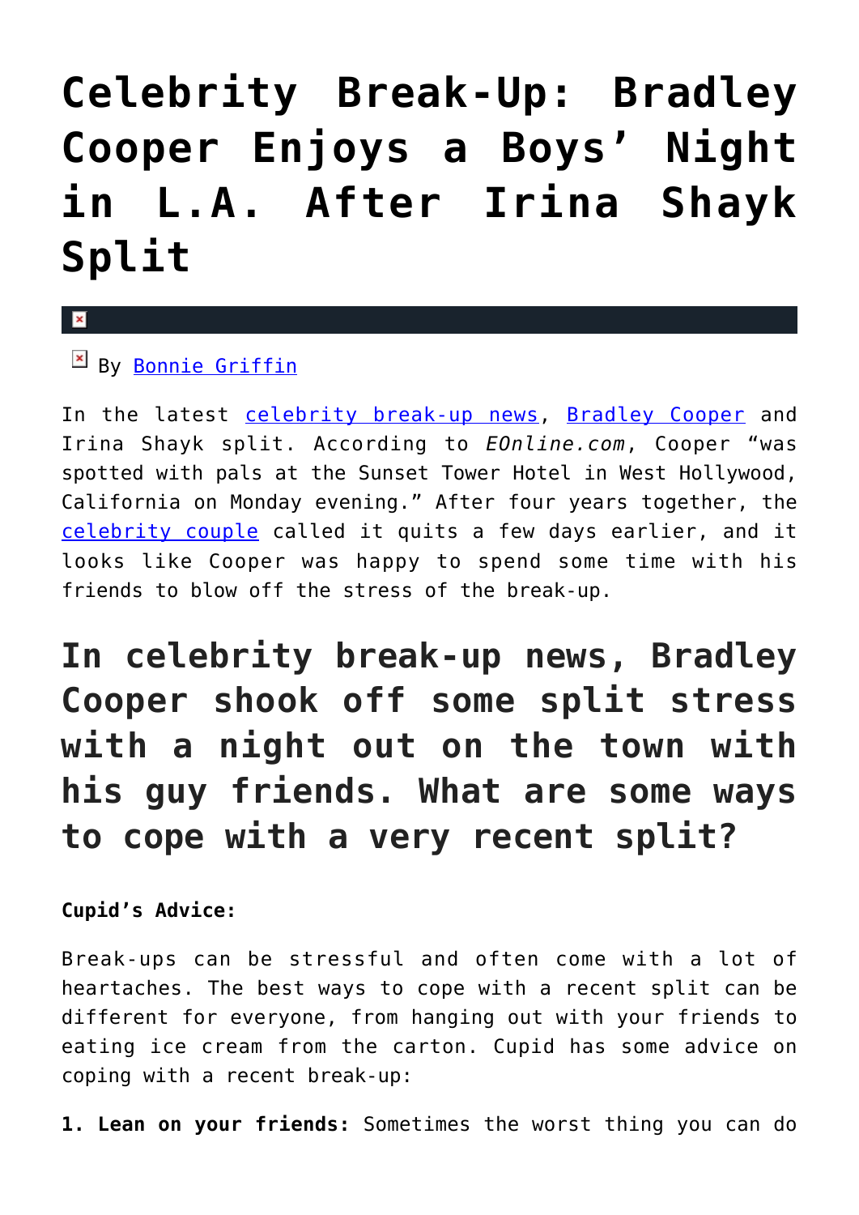# Celebrity Break-Up: Bradley Cooper Enjoys a Boys' Night in L.A. After Irina Shayk Split

By Bonnie Griffin

In the latest celebrity break-up news, Bradley Cooper and Irina Shayk split. According to *EOnline.com*, Cooper "was spotted with pals at the Sunset Tower Hotel in West Hollywood, California on Monday evening." After four years together, the celebrity couple called it quits a few days earlier, and it looks like Cooper was happy to spend some time with his friends to blow off the stress of the break-up.

## In celebrity break-up news, Bradley Cooper shook off some split stress with a night out on the town with his guy friends. What are some ways to cope with a very recent split?

**Cupid's Advice:**

Break-ups can be stressful and often come with a lot of heartaches. The best ways to cope with a recent split can be different for everyone, from hanging out with your friends to eating ice cream from the carton. Cupid has some advice on coping with a recent break-up:

**1. Lean on your friends:** Sometimes the worst thing you can do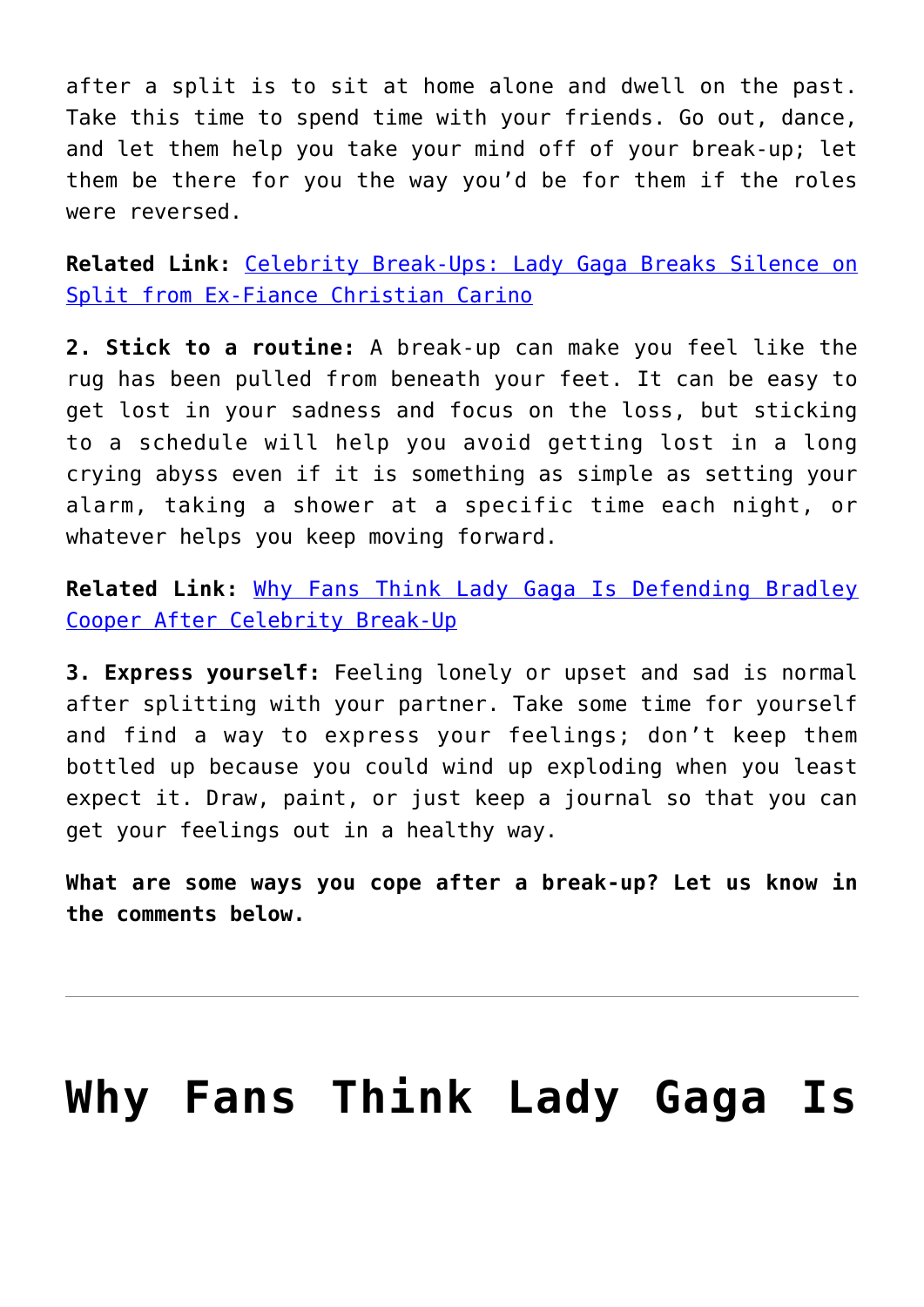after a split is to sit at home alone and dwell on the past. Take this time to spend time with your friends. Go out, dance, and let them help you take your mind off of your break-up; let them be there for you the way you'd be for them if the roles were reversed.

**Related Link:** Celebrity Break-Ups: Lady Gaga Breaks Silence on Split from Ex-Fiance Christian Carino

**2. Stick to a routine:** A break-up can make you feel like the rug has been pulled from beneath your feet. It can be easy to get lost in your sadness and focus on the loss, but sticking to a schedule will help you avoid getting lost in a long crying abyss even if it is something as simple as setting your alarm, taking a shower at a specific time each night, or whatever helps you keep moving forward.

**Related Link:** Why Fans Think Lady Gaga Is Defending Bradley Cooper After Celebrity Break-Up

**3. Express yourself:** Feeling lonely or upset and sad is normal after splitting with your partner. Take some time for yourself and find a way to express your feelings; don't keep them bottled up because you could wind up exploding when you least expect it. Draw, paint, or just keep a journal so that you can get your feelings out in a healthy way.

**What are some ways you cope after a break-up? Let us know in the comments below.**

---

# Why Fans Think Lady Gaga Is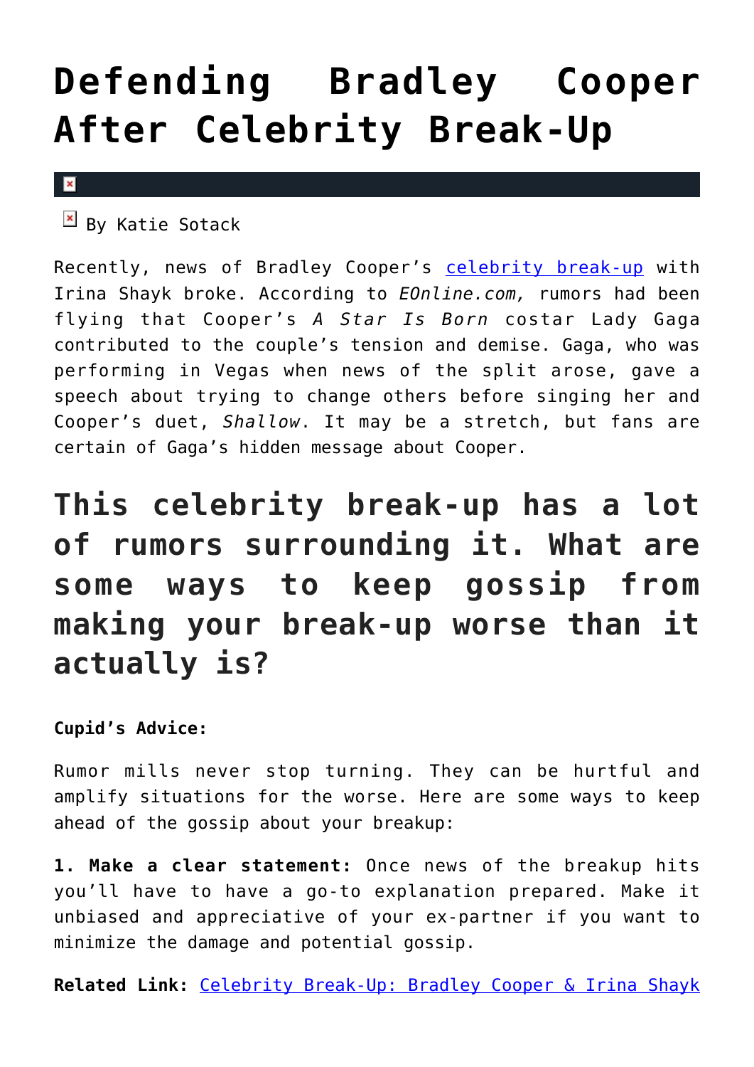# Defending Bradley Cooper After Celebrity Break-Up

By Katie Sotack

Recently, news of Bradley Cooper's [celebrity break-up](#) with Irina Shayk broke. According to *EOnline.com,* rumors had been flying that Cooper's *A Star Is Born* costar Lady Gaga contributed to the couple's tension and demise. Gaga, who was performing in Vegas when news of the split arose, gave a speech about trying to change others before singing her and Cooper's duet, *Shallow*. It may be a stretch, but fans are certain of Gaga's hidden message about Cooper.

## This celebrity break-up has a lot of rumors surrounding it. What are some ways to keep gossip from making your break-up worse than it actually is?

**Cupid's Advice:**

Rumor mills never stop turning. They can be hurtful and amplify situations for the worse. Here are some ways to keep ahead of the gossip about your breakup:

**1. Make a clear statement:** Once news of the breakup hits you'll have to have a go-to explanation prepared. Make it unbiased and appreciative of your ex-partner if you want to minimize the damage and potential gossip.

**Related Link:** [Celebrity Break-Up: Bradley Cooper & Irina Shayk](#)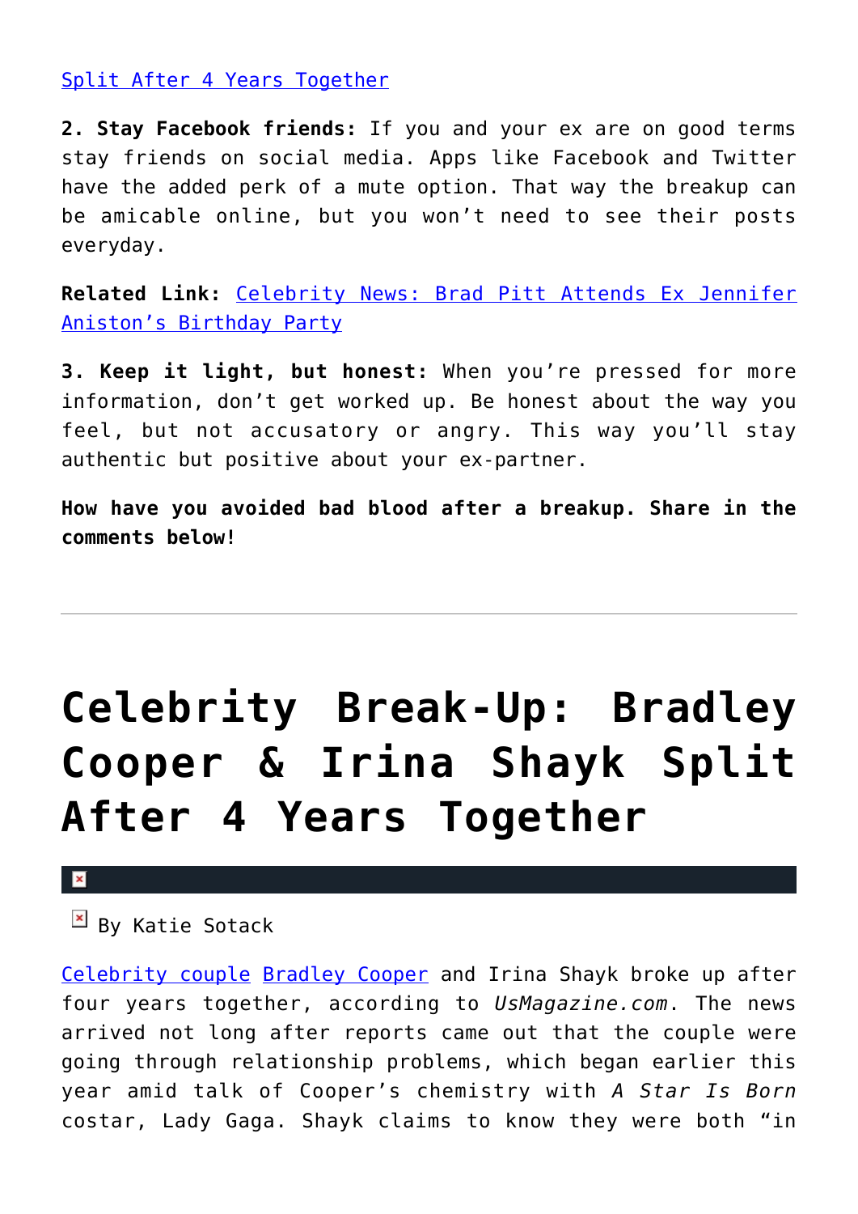Split After 4 Years Together

**2. Stay Facebook friends:** If you and your ex are on good terms stay friends on social media. Apps like Facebook and Twitter have the added perk of a mute option. That way the breakup can be amicable online, but you won't need to see their posts everyday.

**Related Link:** Celebrity News: Brad Pitt Attends Ex Jennifer Aniston's Birthday Party

**3. Keep it light, but honest:** When you're pressed for more information, don't get worked up. Be honest about the way you feel, but not accusatory or angry. This way you'll stay authentic but positive about your ex-partner.

**How have you avoided bad blood after a breakup. Share in the comments below!**

---

# Celebrity Break-Up: Bradley Cooper & Irina Shayk Split After 4 Years Together

By Katie Sotack

Celebrity couple Bradley Cooper and Irina Shayk broke up after four years together, according to *UsMagazine.com*. The news arrived not long after reports came out that the couple were going through relationship problems, which began earlier this year amid talk of Cooper's chemistry with *A Star Is Born* costar, Lady Gaga. Shayk claims to know they were both "in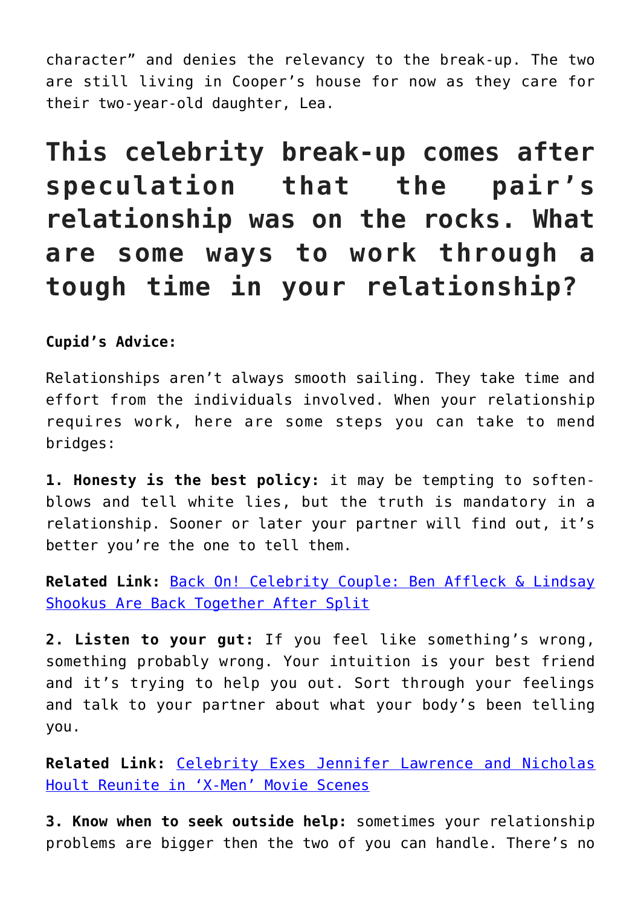character" and denies the relevancy to the break-up. The two are still living in Cooper's house for now as they care for their two-year-old daughter, Lea.

## This celebrity break-up comes after speculation that the pair's relationship was on the rocks. What are some ways to work through a tough time in your relationship?

**Cupid's Advice:**

Relationships aren't always smooth sailing. They take time and effort from the individuals involved. When your relationship requires work, here are some steps you can take to mend bridges:

**1. Honesty is the best policy:** it may be tempting to soften-blows and tell white lies, but the truth is mandatory in a relationship. Sooner or later your partner will find out, it's better you're the one to tell them.

**Related Link:** [Back On! Celebrity Couple: Ben Affleck & Lindsay Shookus Are Back Together After Split]()

**2. Listen to your gut:** If you feel like something's wrong, something probably wrong. Your intuition is your best friend and it's trying to help you out. Sort through your feelings and talk to your partner about what your body's been telling you.

**Related Link:** [Celebrity Exes Jennifer Lawrence and Nicholas Hoult Reunite in 'X-Men' Movie Scenes]()

**3. Know when to seek outside help:** sometimes your relationship problems are bigger then the two of you can handle. There's no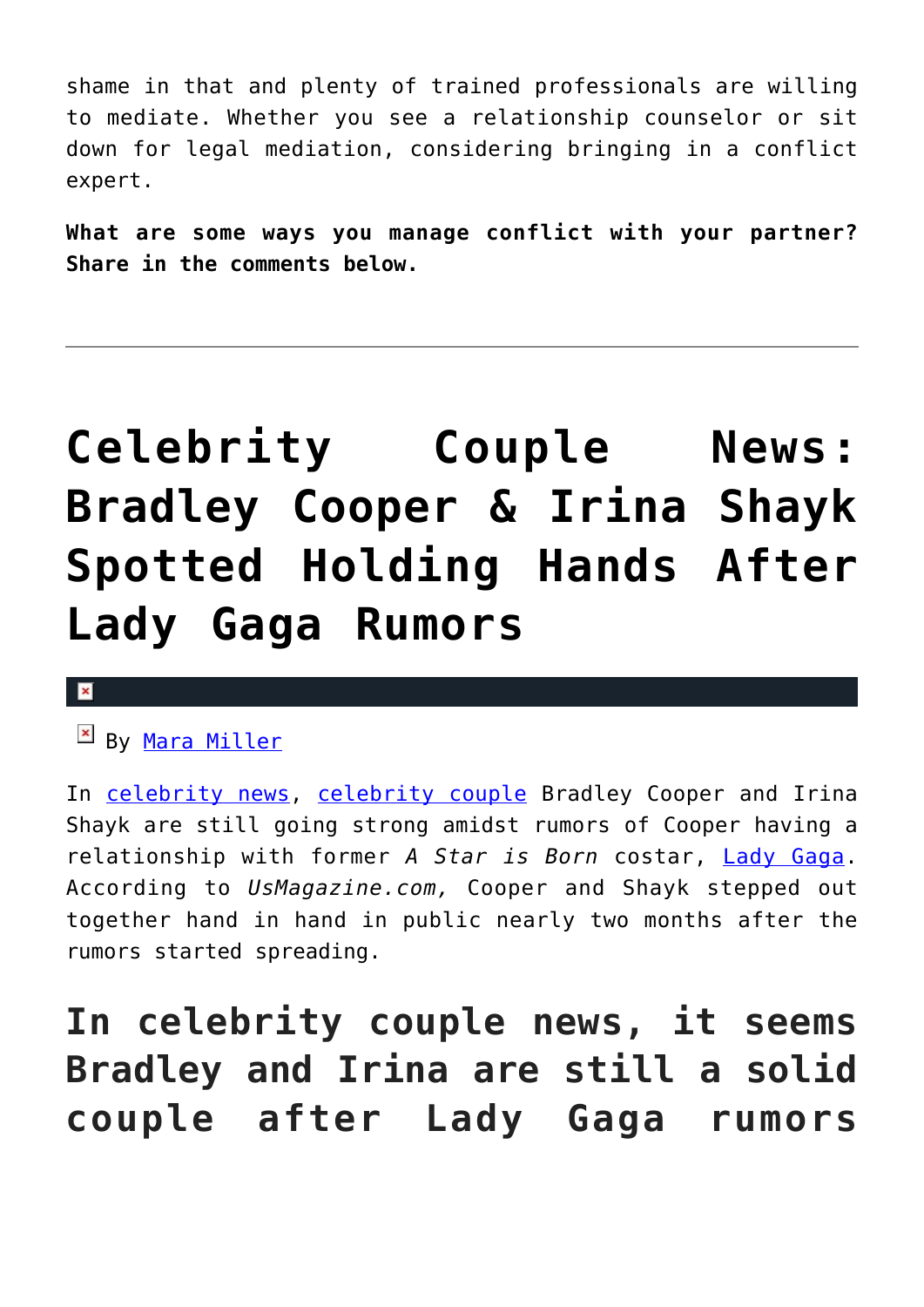shame in that and plenty of trained professionals are willing to mediate. Whether you see a relationship counselor or sit down for legal mediation, considering bringing in a conflict expert.

**What are some ways you manage conflict with your partner? Share in the comments below.**

---

# Celebrity Couple News: Bradley Cooper & Irina Shayk Spotted Holding Hands After Lady Gaga Rumors

By Mara Miller

In celebrity news, celebrity couple Bradley Cooper and Irina Shayk are still going strong amidst rumors of Cooper having a relationship with former *A Star is Born* costar, Lady Gaga. According to *UsMagazine.com,* Cooper and Shayk stepped out together hand in hand in public nearly two months after the rumors started spreading.

## In celebrity couple news, it seems Bradley and Irina are still a solid couple after Lady Gaga rumors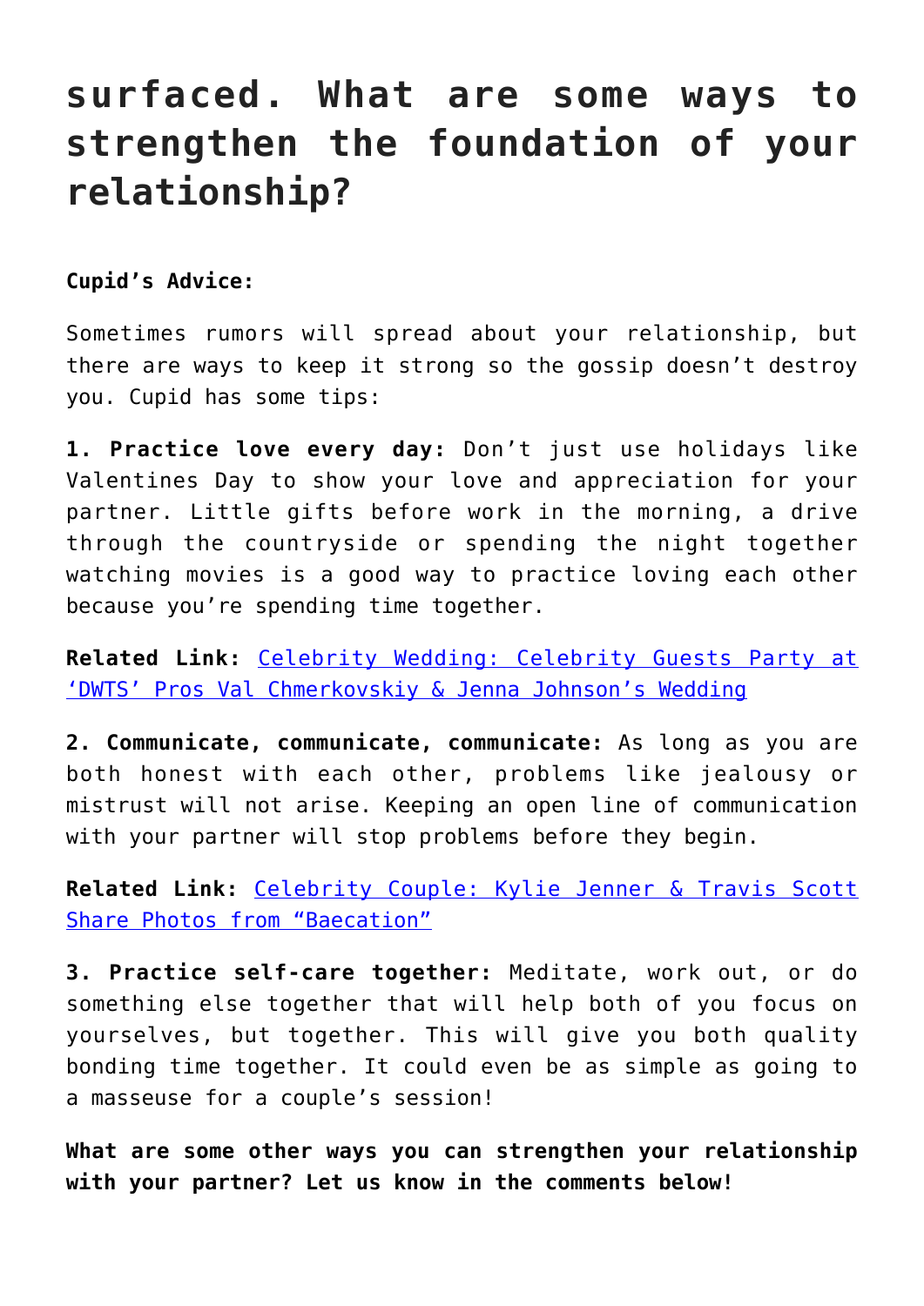# surfaced. What are some ways to strengthen the foundation of your relationship?

**Cupid's Advice:**

Sometimes rumors will spread about your relationship, but there are ways to keep it strong so the gossip doesn't destroy you. Cupid has some tips:

**1. Practice love every day:** Don't just use holidays like Valentines Day to show your love and appreciation for your partner. Little gifts before work in the morning, a drive through the countryside or spending the night together watching movies is a good way to practice loving each other because you're spending time together.

**Related Link:** [Celebrity Wedding: Celebrity Guests Party at 'DWTS' Pros Val Chmerkovskiy & Jenna Johnson's Wedding]()

**2. Communicate, communicate, communicate:** As long as you are both honest with each other, problems like jealousy or mistrust will not arise. Keeping an open line of communication with your partner will stop problems before they begin.

**Related Link:** [Celebrity Couple: Kylie Jenner & Travis Scott Share Photos from "Baecation"]()

**3. Practice self-care together:** Meditate, work out, or do something else together that will help both of you focus on yourselves, but together. This will give you both quality bonding time together. It could even be as simple as going to a masseuse for a couple's session!

**What are some other ways you can strengthen your relationship with your partner? Let us know in the comments below!**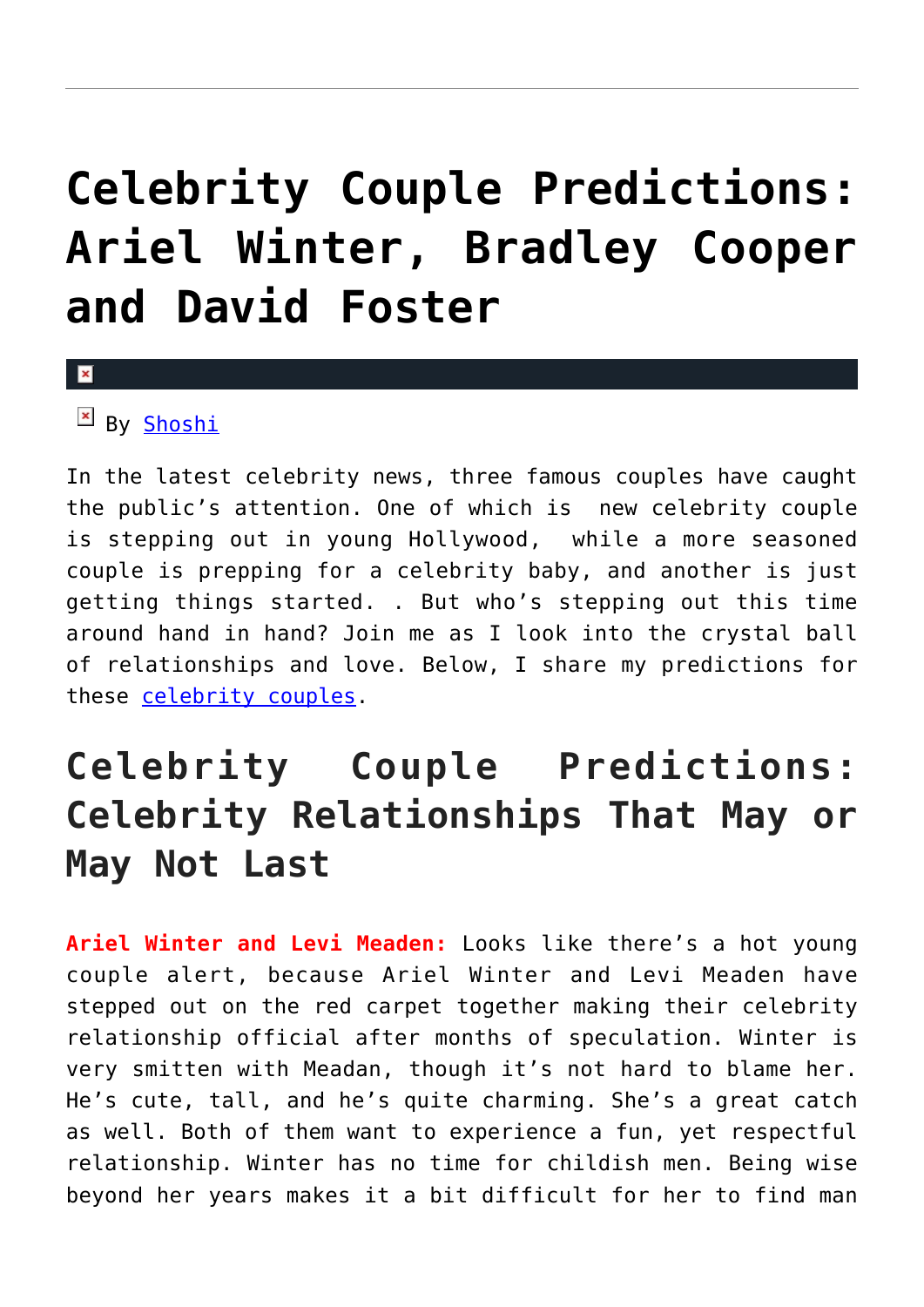# Celebrity Couple Predictions: Ariel Winter, Bradley Cooper and David Foster

By Shoshi

In the latest celebrity news, three famous couples have caught the public's attention. One of which is  new celebrity couple is stepping out in young Hollywood,  while a more seasoned couple is prepping for a celebrity baby, and another is just getting things started. . But who's stepping out this time around hand in hand? Join me as I look into the crystal ball of relationships and love. Below, I share my predictions for these celebrity couples.

## Celebrity Couple Predictions: Celebrity Relationships That May or May Not Last

**Ariel Winter and Levi Meaden:** Looks like there's a hot young couple alert, because Ariel Winter and Levi Meaden have stepped out on the red carpet together making their celebrity relationship official after months of speculation. Winter is very smitten with Meadan, though it's not hard to blame her. He's cute, tall, and he's quite charming. She's a great catch as well. Both of them want to experience a fun, yet respectful relationship. Winter has no time for childish men. Being wise beyond her years makes it a bit difficult for her to find man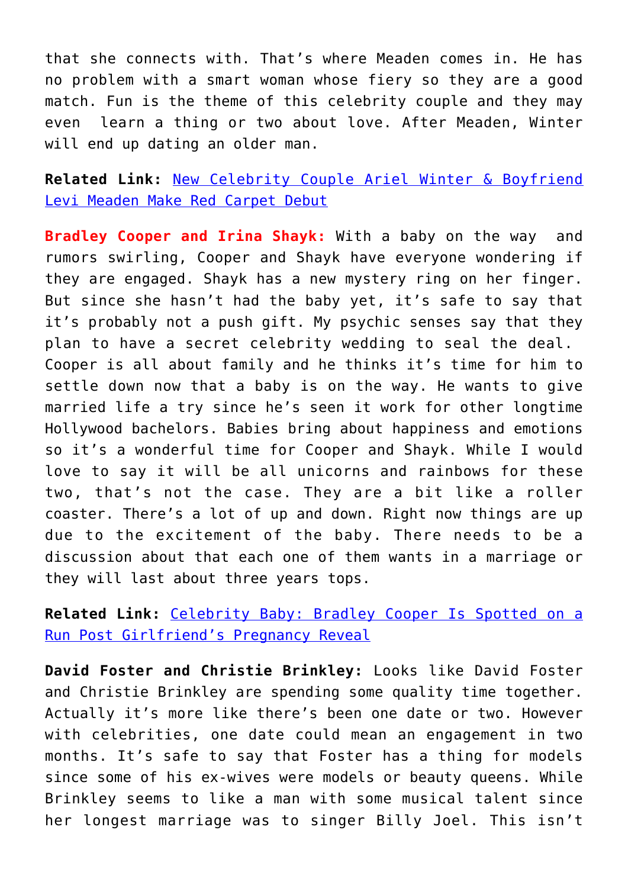that she connects with. That's where Meaden comes in. He has no problem with a smart woman whose fiery so they are a good match. Fun is the theme of this celebrity couple and they may even learn a thing or two about love. After Meaden, Winter will end up dating an older man.

**Related Link:** [New Celebrity Couple Ariel Winter & Boyfriend Levi Meaden Make Red Carpet Debut]()

**Bradley Cooper and Irina Shayk:** With a baby on the way and rumors swirling, Cooper and Shayk have everyone wondering if they are engaged. Shayk has a new mystery ring on her finger. But since she hasn't had the baby yet, it's safe to say that it's probably not a push gift. My psychic senses say that they plan to have a secret celebrity wedding to seal the deal. Cooper is all about family and he thinks it's time for him to settle down now that a baby is on the way. He wants to give married life a try since he's seen it work for other longtime Hollywood bachelors. Babies bring about happiness and emotions so it's a wonderful time for Cooper and Shayk. While I would love to say it will be all unicorns and rainbows for these two, that's not the case. They are a bit like a roller coaster. There's a lot of up and down. Right now things are up due to the excitement of the baby. There needs to be a discussion about that each one of them wants in a marriage or they will last about three years tops.

**Related Link:** [Celebrity Baby: Bradley Cooper Is Spotted on a Run Post Girlfriend's Pregnancy Reveal]()

**David Foster and Christie Brinkley:** Looks like David Foster and Christie Brinkley are spending some quality time together. Actually it's more like there's been one date or two. However with celebrities, one date could mean an engagement in two months. It's safe to say that Foster has a thing for models since some of his ex-wives were models or beauty queens. While Brinkley seems to like a man with some musical talent since her longest marriage was to singer Billy Joel. This isn't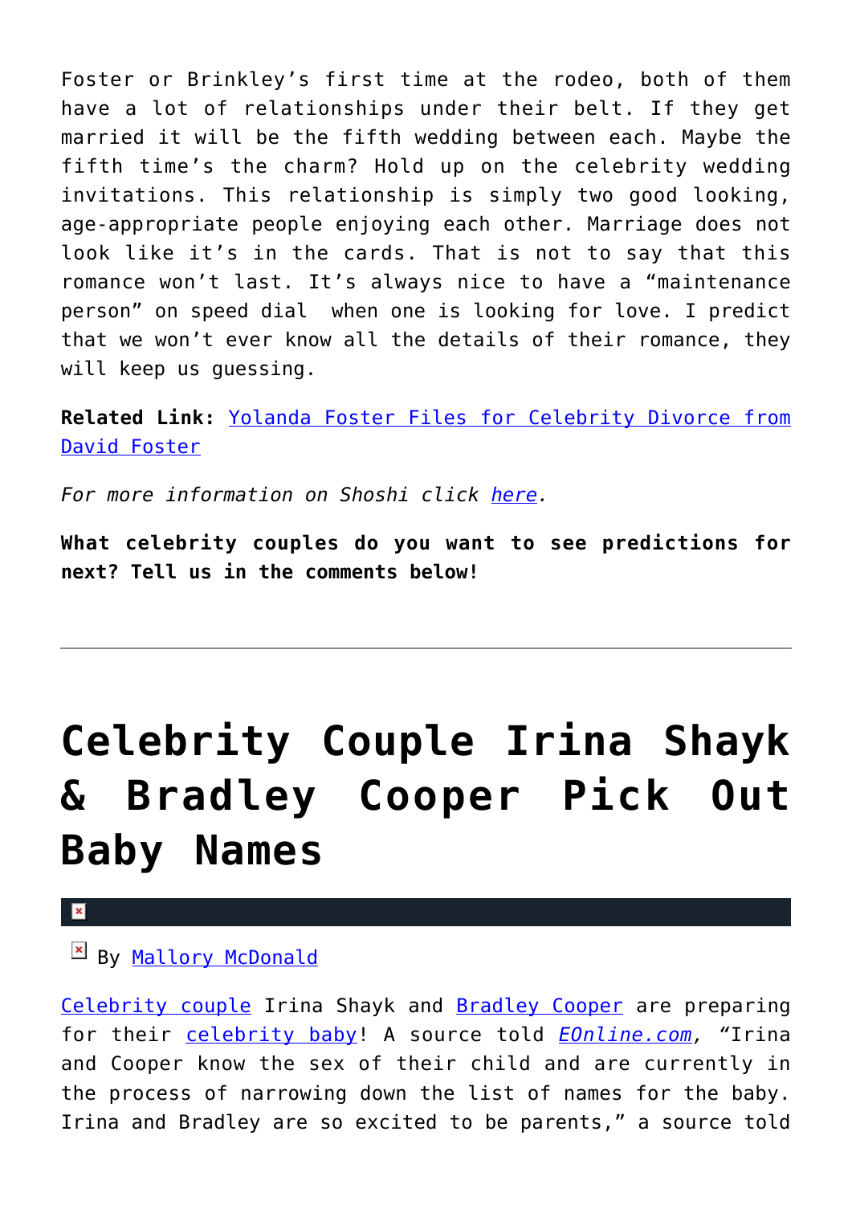Foster or Brinkley's first time at the rodeo, both of them have a lot of relationships under their belt. If they get married it will be the fifth wedding between each. Maybe the fifth time's the charm? Hold up on the celebrity wedding invitations. This relationship is simply two good looking, age-appropriate people enjoying each other. Marriage does not look like it's in the cards. That is not to say that this romance won't last. It's always nice to have a "maintenance person" on speed dial when one is looking for love. I predict that we won't ever know all the details of their romance, they will keep us guessing.

**Related Link:** [Yolanda Foster Files for Celebrity Divorce from David Foster]()

*For more information on Shoshi click [here]().*

**What celebrity couples do you want to see predictions for next? Tell us in the comments below!**

---

# Celebrity Couple Irina Shayk & Bradley Cooper Pick Out Baby Names

By [Mallory McDonald]()

[Celebrity couple]() Irina Shayk and [Bradley Cooper]() are preparing for their [celebrity baby]()! A source told [*EOnline.com*](), "Irina and Cooper know the sex of their child and are currently in the process of narrowing down the list of names for the baby. Irina and Bradley are so excited to be parents," a source told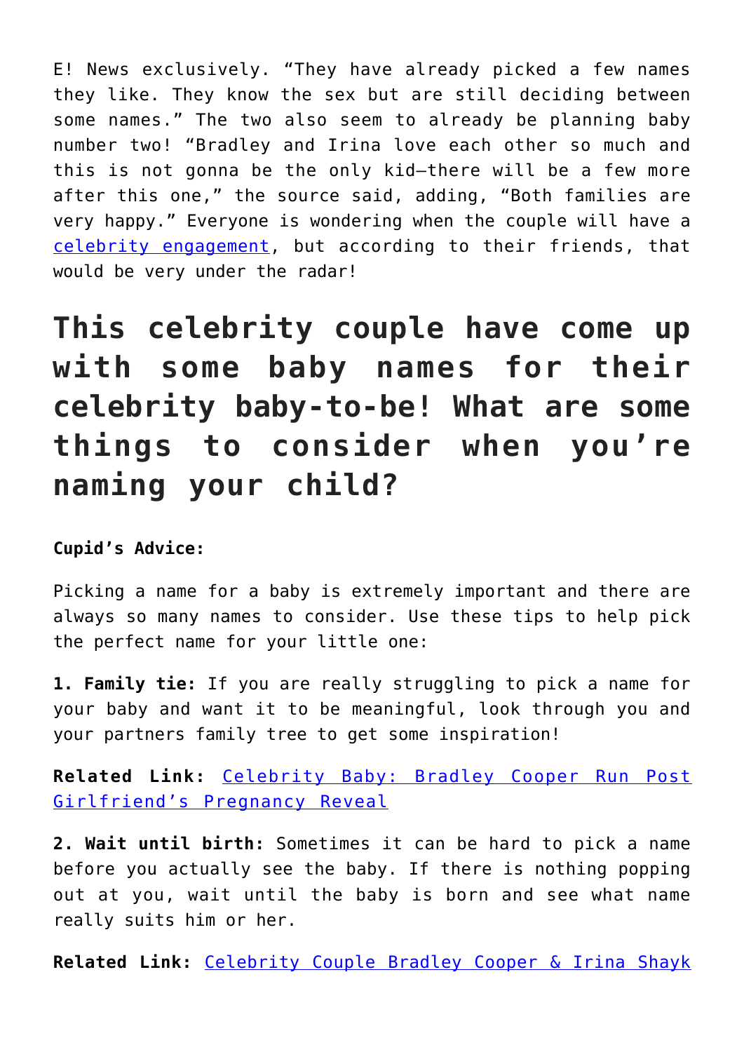E! News exclusively. “They have already picked a few names they like. They know the sex but are still deciding between some names.” The two also seem to already be planning baby number two! “Bradley and Irina love each other so much and this is not gonna be the only kid—there will be a few more after this one,” the source said, adding, “Both families are very happy.” Everyone is wondering when the couple will have a celebrity engagement, but according to their friends, that would be very under the radar!

## This celebrity couple have come up with some baby names for their celebrity baby-to-be! What are some things to consider when you’re naming your child?

**Cupid’s Advice:**

Picking a name for a baby is extremely important and there are always so many names to consider. Use these tips to help pick the perfect name for your little one:

**1. Family tie:** If you are really struggling to pick a name for your baby and want it to be meaningful, look through you and your partners family tree to get some inspiration!

**Related Link:** Celebrity Baby: Bradley Cooper Run Post Girlfriend’s Pregnancy Reveal

**2. Wait until birth:** Sometimes it can be hard to pick a name before you actually see the baby. If there is nothing popping out at you, wait until the baby is born and see what name really suits him or her.

**Related Link:** Celebrity Couple Bradley Cooper & Irina Shayk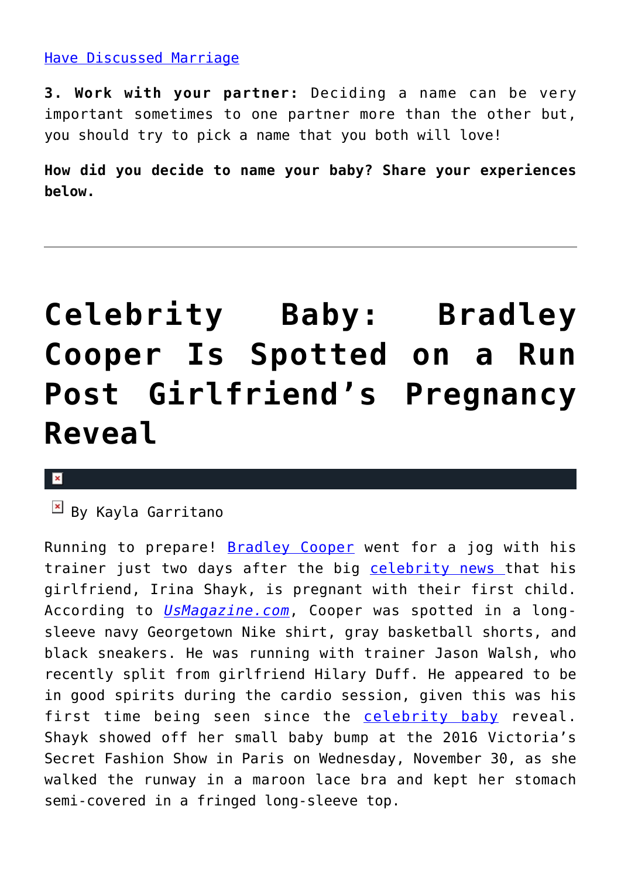Have Discussed Marriage

**3. Work with your partner:** Deciding a name can be very important sometimes to one partner more than the other but, you should try to pick a name that you both will love!

**How did you decide to name your baby? Share your experiences below.**

---

# Celebrity Baby: Bradley Cooper Is Spotted on a Run Post Girlfriend's Pregnancy Reveal

By Kayla Garritano

Running to prepare! Bradley Cooper went for a jog with his trainer just two days after the big celebrity news that his girlfriend, Irina Shayk, is pregnant with their first child. According to *UsMagazine.com*, Cooper was spotted in a long-sleeve navy Georgetown Nike shirt, gray basketball shorts, and black sneakers. He was running with trainer Jason Walsh, who recently split from girlfriend Hilary Duff. He appeared to be in good spirits during the cardio session, given this was his first time being seen since the celebrity baby reveal. Shayk showed off her small baby bump at the 2016 Victoria's Secret Fashion Show in Paris on Wednesday, November 30, as she walked the runway in a maroon lace bra and kept her stomach semi-covered in a fringed long-sleeve top.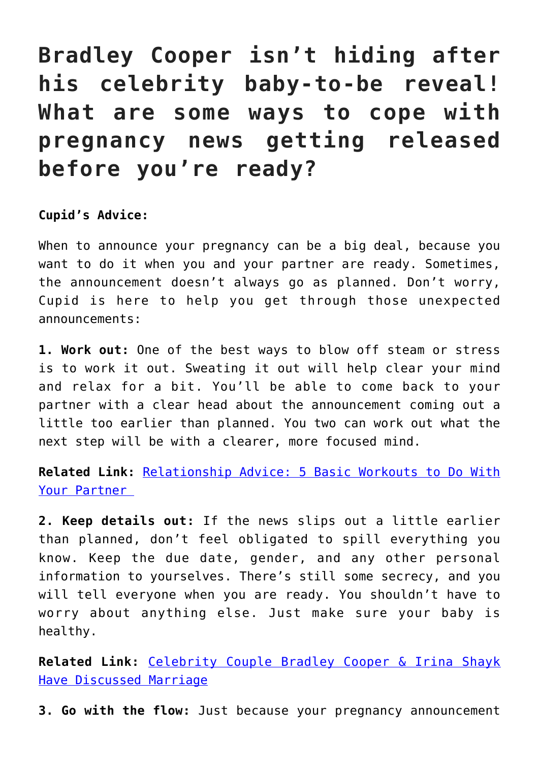# Bradley Cooper isn't hiding after his celebrity baby-to-be reveal! What are some ways to cope with pregnancy news getting released before you're ready?

**Cupid's Advice:**

When to announce your pregnancy can be a big deal, because you want to do it when you and your partner are ready. Sometimes, the announcement doesn't always go as planned. Don't worry, Cupid is here to help you get through those unexpected announcements:

**1. Work out:** One of the best ways to blow off steam or stress is to work it out. Sweating it out will help clear your mind and relax for a bit. You'll be able to come back to your partner with a clear head about the announcement coming out a little too earlier than planned. You two can work out what the next step will be with a clearer, more focused mind.

**Related Link:** Relationship Advice: 5 Basic Workouts to Do With Your Partner

**2. Keep details out:** If the news slips out a little earlier than planned, don't feel obligated to spill everything you know. Keep the due date, gender, and any other personal information to yourselves. There's still some secrecy, and you will tell everyone when you are ready. You shouldn't have to worry about anything else. Just make sure your baby is healthy.

**Related Link:** Celebrity Couple Bradley Cooper & Irina Shayk Have Discussed Marriage

**3. Go with the flow:** Just because your pregnancy announcement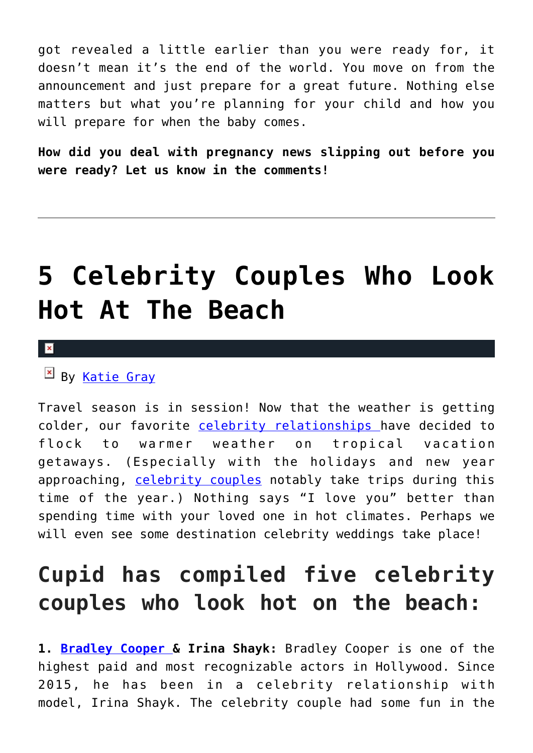got revealed a little earlier than you were ready for, it doesn't mean it's the end of the world. You move on from the announcement and just prepare for a great future. Nothing else matters but what you're planning for your child and how you will prepare for when the baby comes.

**How did you deal with pregnancy news slipping out before you were ready? Let us know in the comments!**

---

# 5 Celebrity Couples Who Look Hot At The Beach

By Katie Gray

Travel season is in session! Now that the weather is getting colder, our favorite celebrity relationships have decided to flock to warmer weather on tropical vacation getaways. (Especially with the holidays and new year approaching, celebrity couples notably take trips during this time of the year.) Nothing says "I love you" better than spending time with your loved one in hot climates. Perhaps we will even see some destination celebrity weddings take place!

## Cupid has compiled five celebrity couples who look hot on the beach:

**1. Bradley Cooper & Irina Shayk:** Bradley Cooper is one of the highest paid and most recognizable actors in Hollywood. Since 2015, he has been in a celebrity relationship with model, Irina Shayk. The celebrity couple had some fun in the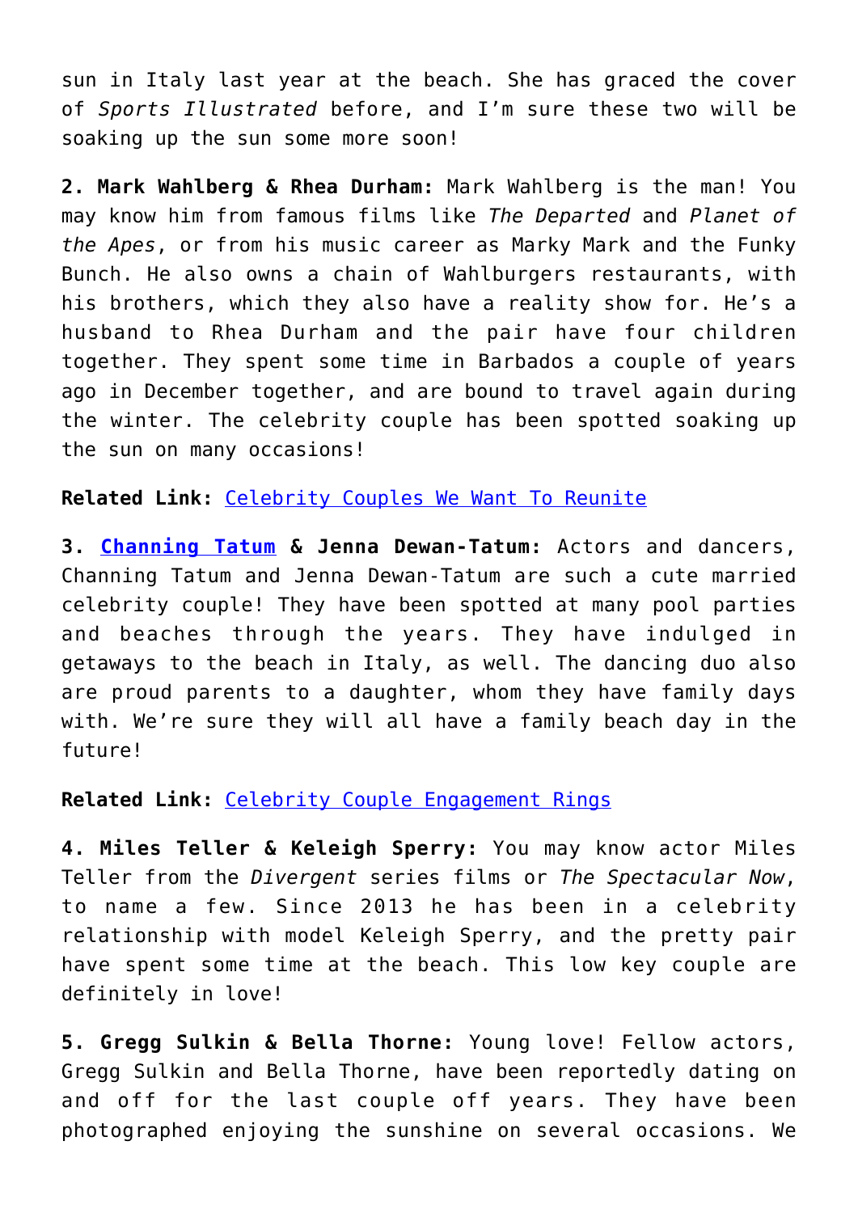sun in Italy last year at the beach. She has graced the cover of *Sports Illustrated* before, and I'm sure these two will be soaking up the sun some more soon!

**2. Mark Wahlberg & Rhea Durham:** Mark Wahlberg is the man! You may know him from famous films like *The Departed* and *Planet of the Apes*, or from his music career as Marky Mark and the Funky Bunch. He also owns a chain of Wahlburgers restaurants, with his brothers, which they also have a reality show for. He's a husband to Rhea Durham and the pair have four children together. They spent some time in Barbados a couple of years ago in December together, and are bound to travel again during the winter. The celebrity couple has been spotted soaking up the sun on many occasions!

**Related Link:** [Celebrity Couples We Want To Reunite]

**3. [Channing Tatum] & Jenna Dewan-Tatum:** Actors and dancers, Channing Tatum and Jenna Dewan-Tatum are such a cute married celebrity couple! They have been spotted at many pool parties and beaches through the years. They have indulged in getaways to the beach in Italy, as well. The dancing duo also are proud parents to a daughter, whom they have family days with. We're sure they will all have a family beach day in the future!

**Related Link:** [Celebrity Couple Engagement Rings]

**4. Miles Teller & Keleigh Sperry:** You may know actor Miles Teller from the *Divergent* series films or *The Spectacular Now*, to name a few. Since 2013 he has been in a celebrity relationship with model Keleigh Sperry, and the pretty pair have spent some time at the beach. This low key couple are definitely in love!

**5. Gregg Sulkin & Bella Thorne:** Young love! Fellow actors, Gregg Sulkin and Bella Thorne, have been reportedly dating on and off for the last couple off years. They have been photographed enjoying the sunshine on several occasions. We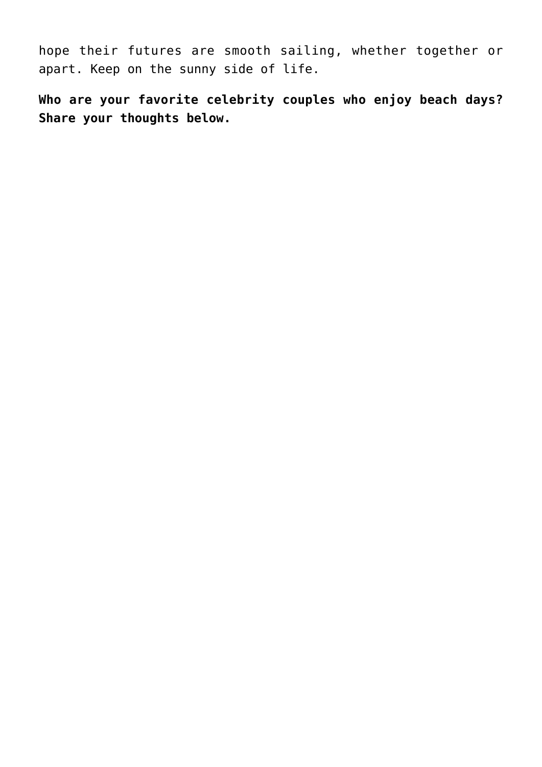hope their futures are smooth sailing, whether together or apart. Keep on the sunny side of life.

**Who are your favorite celebrity couples who enjoy beach days? Share your thoughts below.**